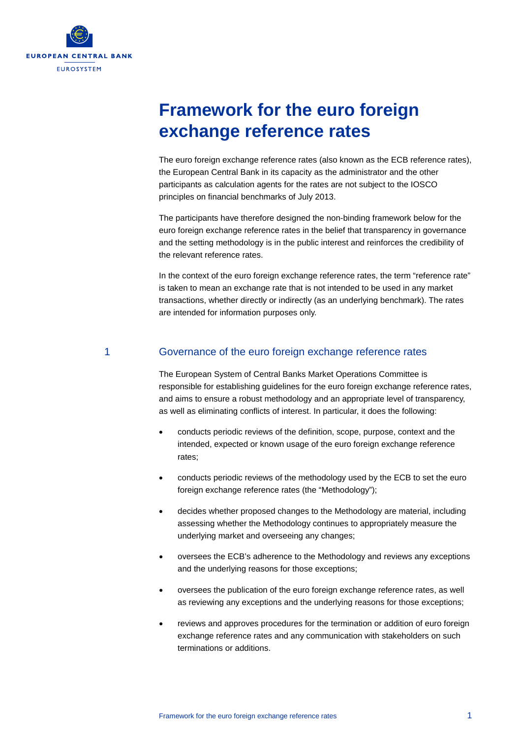# Framework for the euro foreign exchange reference rates

The euro foreign exchange reference rates (also known as the ECB reference rates), the European Central Bank in its capacity as the administrator and the other participants as calculation agents for the rates are not subject to the IOSCO principles on financial benchmarks of July 2013.

The participants have therefore designed the non-binding framework below for the euro foreign exchange reference rates in the belief that transparency in governance and the setting methodology is in the public interest and reinforces the credibility of the relevant reference rates.

In the context of the euro foreign exchange reference rates, the term "reference rate" is taken to mean an exchange rate that is not intended to be used in any market transactions, whether directly or indirectly (as an underlying benchmark). The rates are intended for information purposes only.

## 1 Governance of the euro foreign exchange reference rates

The European System of Central Banks Market Operations Committee is responsible for establishing guidelines for the euro foreign exchange reference rates, and aims to ensure a robust methodology and an appropriate level of transparency, as well as eliminating conflicts of interest. In particular, it does the following:

- conducts periodic reviews of the definition, scope, purpose, context and the intended, expected or known usage of the euro foreign exchange reference rates;
- conducts periodic reviews of the methodology used by the ECB to set the euro foreign exchange reference rates (the "Methodology");
- decides whether proposed changes to the Methodology are material, including assessing whether the Methodology continues to appropriately measure the underlying market and overseeing any changes;
- oversees the ECB's adherence to the Methodology and reviews any exceptions and the underlying reasons for those exceptions;
- oversees the publication of the euro foreign exchange reference rates, as well as reviewing any exceptions and the underlying reasons for those exceptions;
- reviews and approves procedures for the termination or addition of euro foreign exchange reference rates and any communication with stakeholders on such terminations or additions.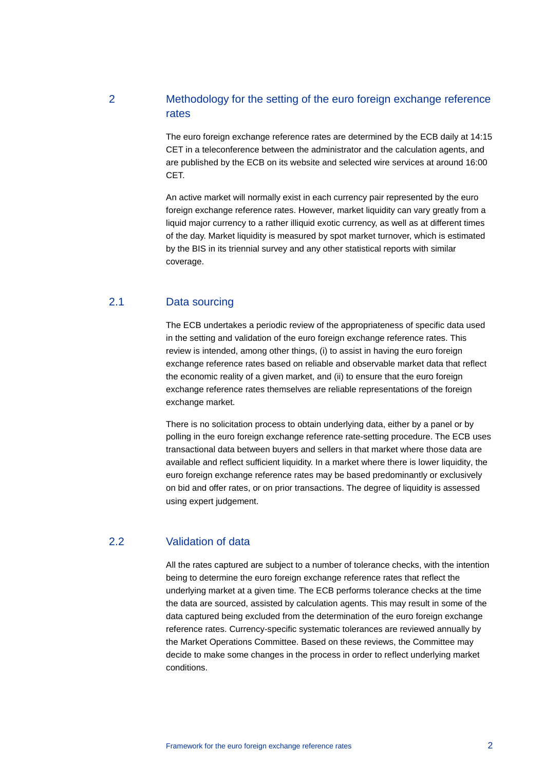## 2 Methodology for the setting of the euro foreign exchange reference rates

The euro foreign exchange reference rates are determined by the ECB daily at 14:15 CET in a teleconference between the administrator and the calculation agents, and are published by the ECB on its website and selected wire services at around 16:00 CET.

An active market will normally exist in each currency pair represented by the euro foreign exchange reference rates. However, market liquidity can vary greatly from a liquid major currency to a rather illiquid exotic currency, as well as at different times of the day. Market liquidity is measured by spot market turnover, which is estimated by the BIS in its triennial survey and any other statistical reports with similar coverage.

### 2.1 Data sourcing

The ECB undertakes a periodic review of the appropriateness of specific data used in the setting and validation of the euro foreign exchange reference rates. This review is intended, among other things, (i) to assist in having the euro foreign exchange reference rates based on reliable and observable market data that reflect the economic reality of a given market, and (ii) to ensure that the euro foreign exchange reference rates themselves are reliable representations of the foreign exchange market.

There is no solicitation process to obtain underlying data, either by a panel or by polling in the euro foreign exchange reference rate-setting procedure. The ECB uses transactional data between buyers and sellers in that market where those data are available and reflect sufficient liquidity. In a market where there is lower liquidity, the euro foreign exchange reference rates may be based predominantly or exclusively on bid and offer rates, or on prior transactions. The degree of liquidity is assessed using expert judgement.

### 2.2 Validation of data

All the rates captured are subject to a number of tolerance checks, with the intention being to determine the euro foreign exchange reference rates that reflect the underlying market at a given time. The ECB performs tolerance checks at the time the data are sourced, assisted by calculation agents. This may result in some of the data captured being excluded from the determination of the euro foreign exchange reference rates. Currency-specific systematic tolerances are reviewed annually by the Market Operations Committee. Based on these reviews, the Committee may decide to make some changes in the process in order to reflect underlying market conditions.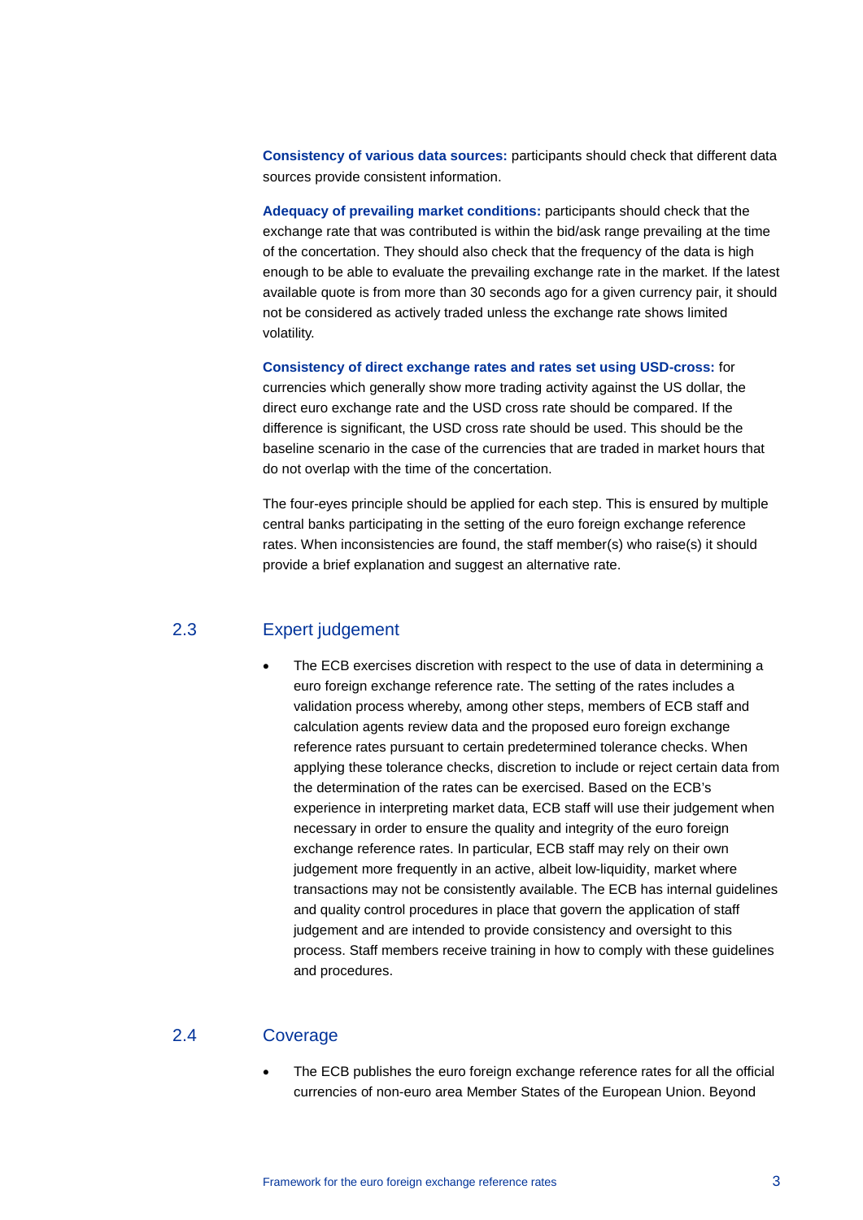**Consistency of various data sources:** participants should check that different data sources provide consistent information.

**Adequacy of prevailing market conditions:** participants should check that the exchange rate that was contributed is within the bid/ask range prevailing at the time of the concertation. They should also check that the frequency of the data is high enough to be able to evaluate the prevailing exchange rate in the market. If the latest available quote is from more than 30 seconds ago for a given currency pair, it should not be considered as actively traded unless the exchange rate shows limited volatility.

**Consistency of direct exchange rates and rates set using USD-cross:** for currencies which generally show more trading activity against the US dollar, the direct euro exchange rate and the USD cross rate should be compared. If the difference is significant, the USD cross rate should be used. This should be the baseline scenario in the case of the currencies that are traded in market hours that do not overlap with the time of the concertation.

The four-eyes principle should be applied for each step. This is ensured by multiple central banks participating in the setting of the euro foreign exchange reference rates. When inconsistencies are found, the staff member(s) who raise(s) it should provide a brief explanation and suggest an alternative rate.

## 2.3 Expert judgement

- The ECB exercises discretion with respect to the use of data in determining a euro foreign exchange reference rate. The setting of the rates includes a validation process whereby, among other steps, members of ECB staff and calculation agents review data and the proposed euro foreign exchange reference rates pursuant to certain predetermined tolerance checks. When applying these tolerance checks, discretion to include or reject certain data from the determination of the rates can be exercised. Based on the ECB's experience in interpreting market data, ECB staff will use their judgement when necessary in order to ensure the quality and integrity of the euro foreign exchange reference rates. In particular, ECB staff may rely on their own judgement more frequently in an active, albeit low-liquidity, market where transactions may not be consistently available. The ECB has internal guidelines and quality control procedures in place that govern the application of staff judgement and are intended to provide consistency and oversight to this process. Staff members receive training in how to comply with these guidelines and procedures.

## 2.4 Coverage

- The ECB publishes the euro foreign exchange reference rates for all the official currencies of non-euro area Member States of the European Union. Beyond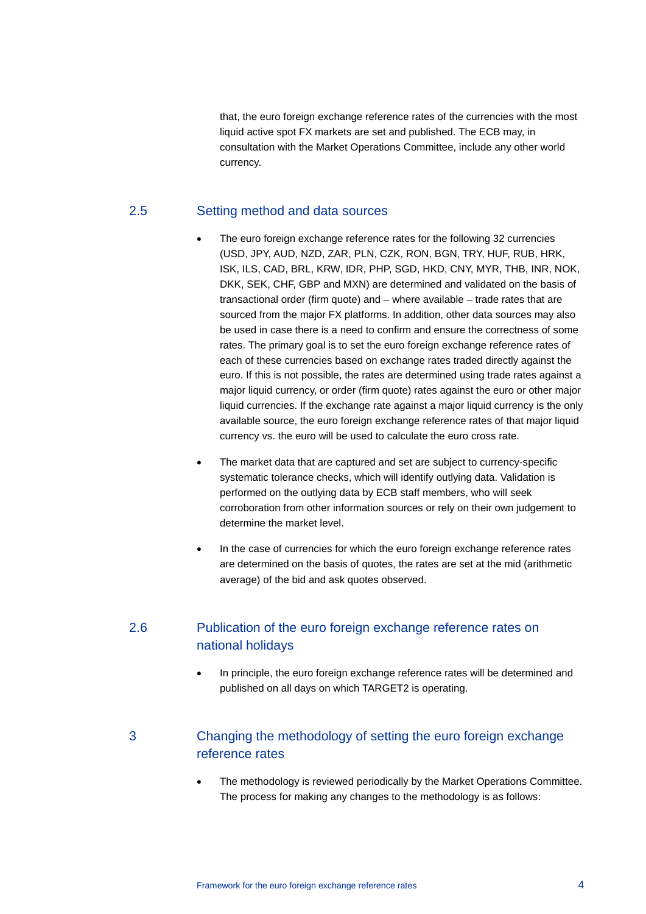that, the euro foreign exchange reference rates of the currencies with the most liquid active spot FX markets are set and published. The ECB may, in consultation with the Market Operations Committee, include any other world currency.

## 2.5 Setting method and data sources

- The euro foreign exchange reference rates for the following 32 currencies (USD, JPY, AUD, NZD, ZAR, PLN, CZK, RON, BGN, TRY, HUF, RUB, HRK, ISK, ILS, CAD, BRL, KRW, IDR, PHP, SGD, HKD, CNY, MYR, THB, INR, NOK, DKK, SEK, CHF, GBP and MXN) are determined and validated on the basis of transactional order (firm quote) and – where available – trade rates that are sourced from the major FX platforms. In addition, other data sources may also be used in case there is a need to confirm and ensure the correctness of some rates. The primary goal is to set the euro foreign exchange reference rates of each of these currencies based on exchange rates traded directly against the euro. If this is not possible, the rates are determined using trade rates against a major liquid currency, or order (firm quote) rates against the euro or other major liquid currencies. If the exchange rate against a major liquid currency is the only available source, the euro foreign exchange reference rates of that major liquid currency vs. the euro will be used to calculate the euro cross rate.
- The market data that are captured and set are subject to currency-specific systematic tolerance checks, which will identify outlying data. Validation is performed on the outlying data by ECB staff members, who will seek corroboration from other information sources or rely on their own judgement to determine the market level.
- In the case of currencies for which the euro foreign exchange reference rates are determined on the basis of quotes, the rates are set at the mid (arithmetic average) of the bid and ask quotes observed.

## 2.6 Publication of the euro foreign exchange reference rates on national holidays

- In principle, the euro foreign exchange reference rates will be determined and published on all days on which TARGET2 is operating.

# 3 Changing the methodology of setting the euro foreign exchange reference rates

- The methodology is reviewed periodically by the Market Operations Committee. The process for making any changes to the methodology is as follows: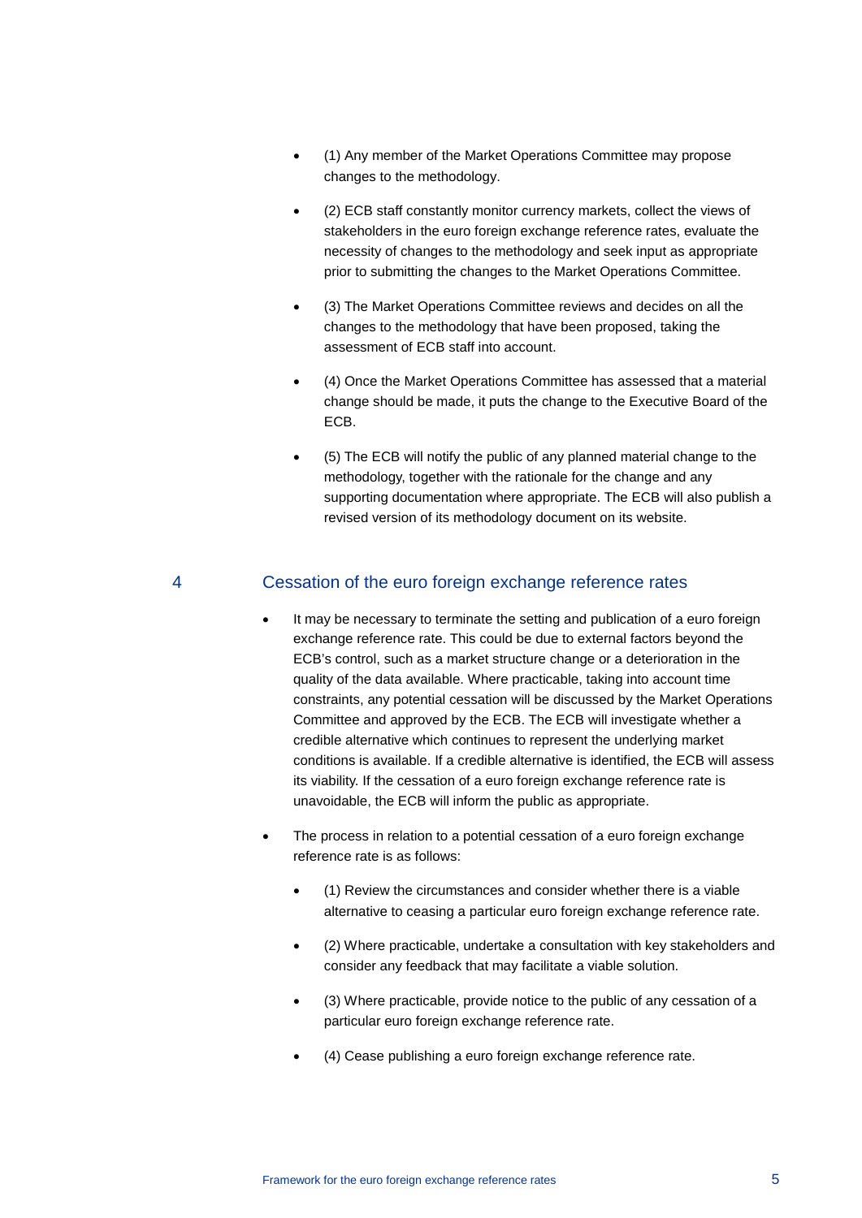- (1) Any member of the Market Operations Committee may propose changes to the methodology.
- (2) ECB staff constantly monitor currency markets, collect the views of stakeholders in the euro foreign exchange reference rates, evaluate the necessity of changes to the methodology and seek input as appropriate prior to submitting the changes to the Market Operations Committee.
- (3) The Market Operations Committee reviews and decides on all the changes to the methodology that have been proposed, taking the assessment of ECB staff into account.
- (4) Once the Market Operations Committee has assessed that a material change should be made, it puts the change to the Executive Board of the ECB.
- (5) The ECB will notify the public of any planned material change to the methodology, together with the rationale for the change and any supporting documentation where appropriate. The ECB will also publish a revised version of its methodology document on its website.

## 4 Cessation of the euro foreign exchange reference rates

- It may be necessary to terminate the setting and publication of a euro foreign exchange reference rate. This could be due to external factors beyond the ECB's control, such as a market structure change or a deterioration in the quality of the data available. Where practicable, taking into account time constraints, any potential cessation will be discussed by the Market Operations Committee and approved by the ECB. The ECB will investigate whether a credible alternative which continues to represent the underlying market conditions is available. If a credible alternative is identified, the ECB will assess its viability. If the cessation of a euro foreign exchange reference rate is unavoidable, the ECB will inform the public as appropriate.
- The process in relation to a potential cessation of a euro foreign exchange reference rate is as follows:
  - (1) Review the circumstances and consider whether there is a viable alternative to ceasing a particular euro foreign exchange reference rate.
  - (2) Where practicable, undertake a consultation with key stakeholders and consider any feedback that may facilitate a viable solution.
  - (3) Where practicable, provide notice to the public of any cessation of a particular euro foreign exchange reference rate.
  - (4) Cease publishing a euro foreign exchange reference rate.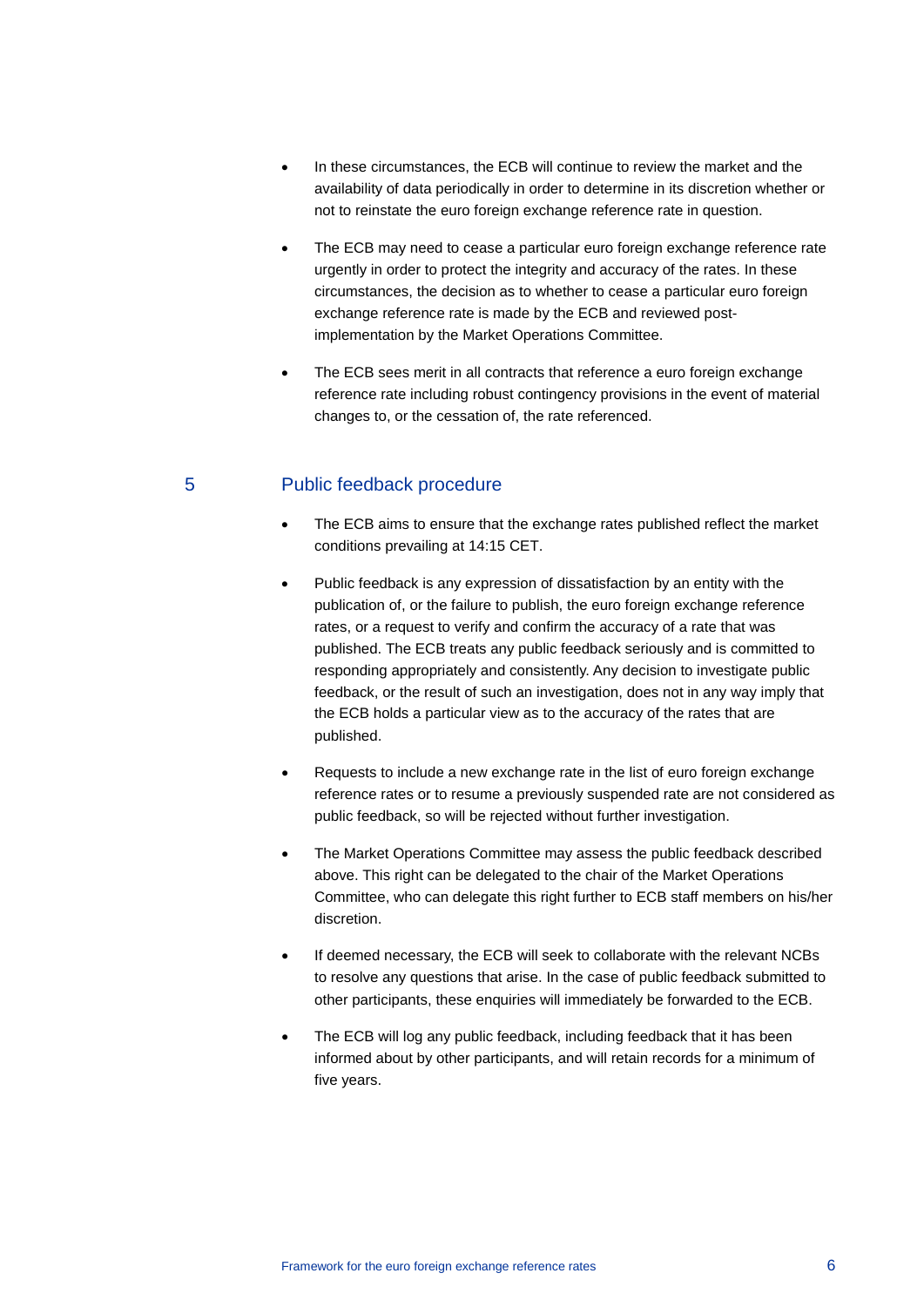- In these circumstances, the ECB will continue to review the market and the availability of data periodically in order to determine in its discretion whether or not to reinstate the euro foreign exchange reference rate in question.
- The ECB may need to cease a particular euro foreign exchange reference rate urgently in order to protect the integrity and accuracy of the rates. In these circumstances, the decision as to whether to cease a particular euro foreign exchange reference rate is made by the ECB and reviewed post-implementation by the Market Operations Committee.
- The ECB sees merit in all contracts that reference a euro foreign exchange reference rate including robust contingency provisions in the event of material changes to, or the cessation of, the rate referenced.

## 5 Public feedback procedure

- The ECB aims to ensure that the exchange rates published reflect the market conditions prevailing at 14:15 CET.
- Public feedback is any expression of dissatisfaction by an entity with the publication of, or the failure to publish, the euro foreign exchange reference rates, or a request to verify and confirm the accuracy of a rate that was published. The ECB treats any public feedback seriously and is committed to responding appropriately and consistently. Any decision to investigate public feedback, or the result of such an investigation, does not in any way imply that the ECB holds a particular view as to the accuracy of the rates that are published.
- Requests to include a new exchange rate in the list of euro foreign exchange reference rates or to resume a previously suspended rate are not considered as public feedback, so will be rejected without further investigation.
- The Market Operations Committee may assess the public feedback described above. This right can be delegated to the chair of the Market Operations Committee, who can delegate this right further to ECB staff members on his/her discretion.
- If deemed necessary, the ECB will seek to collaborate with the relevant NCBs to resolve any questions that arise. In the case of public feedback submitted to other participants, these enquiries will immediately be forwarded to the ECB.
- The ECB will log any public feedback, including feedback that it has been informed about by other participants, and will retain records for a minimum of five years.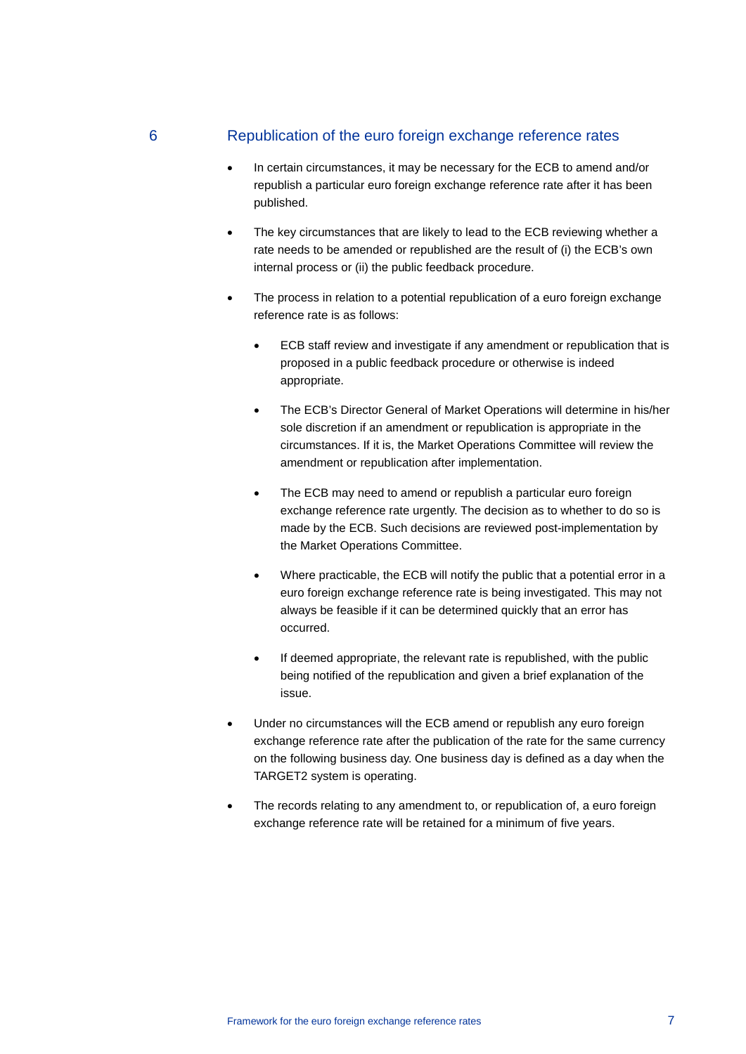## 6 Republication of the euro foreign exchange reference rates

- In certain circumstances, it may be necessary for the ECB to amend and/or republish a particular euro foreign exchange reference rate after it has been published.
- The key circumstances that are likely to lead to the ECB reviewing whether a rate needs to be amended or republished are the result of (i) the ECB's own internal process or (ii) the public feedback procedure.
- The process in relation to a potential republication of a euro foreign exchange reference rate is as follows:
  - ECB staff review and investigate if any amendment or republication that is proposed in a public feedback procedure or otherwise is indeed appropriate.
  - The ECB's Director General of Market Operations will determine in his/her sole discretion if an amendment or republication is appropriate in the circumstances. If it is, the Market Operations Committee will review the amendment or republication after implementation.
  - The ECB may need to amend or republish a particular euro foreign exchange reference rate urgently. The decision as to whether to do so is made by the ECB. Such decisions are reviewed post-implementation by the Market Operations Committee.
  - Where practicable, the ECB will notify the public that a potential error in a euro foreign exchange reference rate is being investigated. This may not always be feasible if it can be determined quickly that an error has occurred.
  - If deemed appropriate, the relevant rate is republished, with the public being notified of the republication and given a brief explanation of the issue.
- Under no circumstances will the ECB amend or republish any euro foreign exchange reference rate after the publication of the rate for the same currency on the following business day. One business day is defined as a day when the TARGET2 system is operating.
- The records relating to any amendment to, or republication of, a euro foreign exchange reference rate will be retained for a minimum of five years.